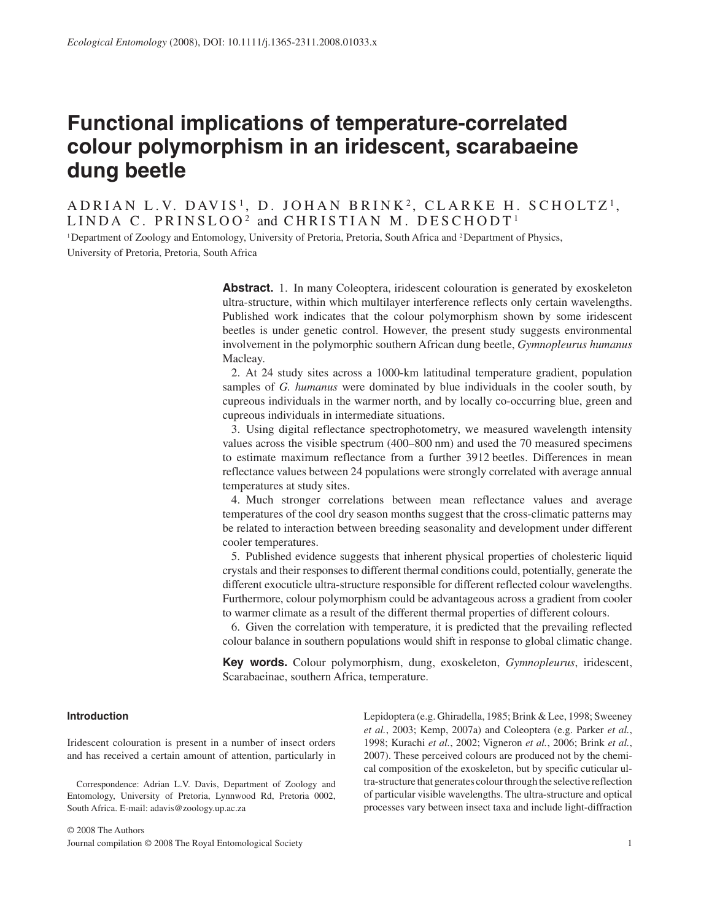# Functional implications of temperature-correlated colour polymorphism in an iridescent, scarabaeine dung beetle

ADRIAN L.V. DAVIS[1], D. JOHAN BRINK[2], CLARKE H. SCHOLTZ[1], LINDA C. PRINSLOO[2] and CHRISTIAN M. DESCHODT[1]

[1]Department of Zoology and Entomology, University of Pretoria, Pretoria, South Africa and [2]Department of Physics, University of Pretoria, Pretoria, South Africa

**Abstract.** 1. In many Coleoptera, iridescent colouration is generated by exoskeleton ultra-structure, within which multilayer interference reflects only certain wavelengths. Published work indicates that the colour polymorphism shown by some iridescent beetles is under genetic control. However, the present study suggests environmental involvement in the polymorphic southern African dung beetle, *Gymnopleurus humanus* Macleay.

2. At 24 study sites across a 1000-km latitudinal temperature gradient, population samples of *G. humanus* were dominated by blue individuals in the cooler south, by cupreous individuals in the warmer north, and by locally co-occurring blue, green and cupreous individuals in intermediate situations.

3. Using digital reflectance spectrophotometry, we measured wavelength intensity values across the visible spectrum (400–800 nm) and used the 70 measured specimens to estimate maximum reflectance from a further 3912 beetles. Differences in mean reflectance values between 24 populations were strongly correlated with average annual temperatures at study sites.

4. Much stronger correlations between mean reflectance values and average temperatures of the cool dry season months suggest that the cross-climatic patterns may be related to interaction between breeding seasonality and development under different cooler temperatures.

5. Published evidence suggests that inherent physical properties of cholesteric liquid crystals and their responses to different thermal conditions could, potentially, generate the different exocuticle ultra-structure responsible for different reflected colour wavelengths. Furthermore, colour polymorphism could be advantageous across a gradient from cooler to warmer climate as a result of the different thermal properties of different colours.

6. Given the correlation with temperature, it is predicted that the prevailing reflected colour balance in southern populations would shift in response to global climatic change.

**Key words.** Colour polymorphism, dung, exoskeleton, *Gymnopleurus*, iridescent, Scarabaeinae, southern Africa, temperature.

## Introduction

Iridescent colouration is present in a number of insect orders and has received a certain amount of attention, particularly in Lepidoptera (e.g. Ghiradella, 1985; Brink & Lee, 1998; Sweeney *et al.*, 2003; Kemp, 2007a) and Coleoptera (e.g. Parker *et al.*, 1998; Kurachi *et al.*, 2002; Vigneron *et al.*, 2006; Brink *et al.*, 2007). These perceived colours are produced not by the chemical composition of the exoskeleton, but by specific cuticular ultra-structure that generates colour through the selective reflection of particular visible wavelengths. The ultra-structure and optical processes vary between insect taxa and include light-diffraction

Correspondence: Adrian L.V. Davis, Department of Zoology and Entomology, University of Pretoria, Lynnwood Rd, Pretoria 0002, South Africa. E-mail: adavis@zoology.up.ac.za

© 2008 The Authors
Journal compilation © 2008 The Royal Entomological Society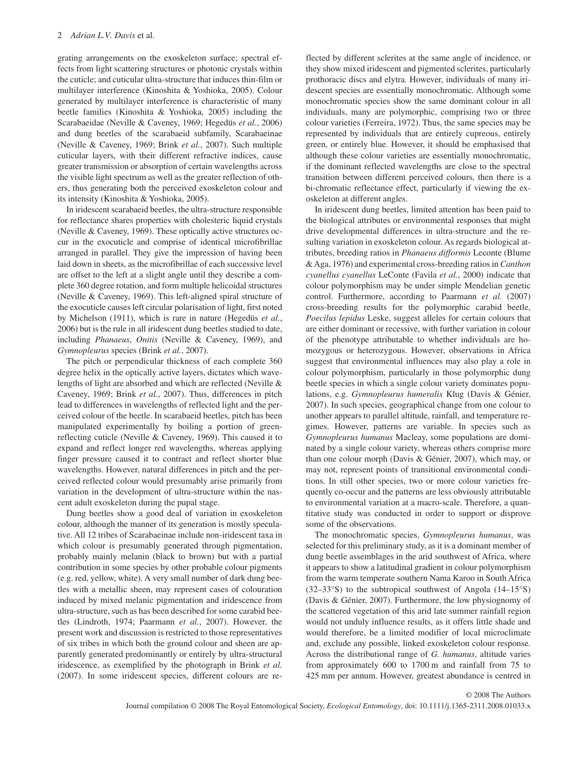grating arrangements on the exoskeleton surface; spectral effects from light scattering structures or photonic crystals within the cuticle; and cuticular ultra-structure that induces thin-film or multilayer interference (Kinoshita & Yoshioka, 2005). Colour generated by multilayer interference is characteristic of many beetle families (Kinoshita & Yoshioka, 2005) including the Scarabaeidae (Neville & Caveney, 1969; Hegedüs *et al.*, 2006) and dung beetles of the scarabaeid subfamily, Scarabaeinae (Neville & Caveney, 1969; Brink *et al.*, 2007). Such multiple cuticular layers, with their different refractive indices, cause greater transmission or absorption of certain wavelengths across the visible light spectrum as well as the greater reflection of others, thus generating both the perceived exoskeleton colour and its intensity (Kinoshita & Yoshioka, 2005).

In iridescent scarabaeid beetles, the ultra-structure responsible for reflectance shares properties with cholesteric liquid crystals (Neville & Caveney, 1969). These optically active structures occur in the exocuticle and comprise of identical microfibrillae arranged in parallel. They give the impression of having been laid down in sheets, as the microfibrillae of each successive level are offset to the left at a slight angle until they describe a complete 360 degree rotation, and form multiple helicoidal structures (Neville & Caveney, 1969). This left-aligned spiral structure of the exocuticle causes left circular polarisation of light, first noted by Michelson (1911), which is rare in nature (Hegedüs *et al.*, 2006) but is the rule in all iridescent dung beetles studied to date, including *Phanaeus*, *Onitis* (Neville & Caveney, 1969), and *Gymnopleurus* species (Brink *et al.*, 2007).

The pitch or perpendicular thickness of each complete 360 degree helix in the optically active layers, dictates which wavelengths of light are absorbed and which are reflected (Neville & Caveney, 1969; Brink *et al.*, 2007). Thus, differences in pitch lead to differences in wavelengths of reflected light and the perceived colour of the beetle. In scarabaeid beetles, pitch has been manipulated experimentally by boiling a portion of green-reflecting cuticle (Neville & Caveney, 1969). This caused it to expand and reflect longer red wavelengths, whereas applying finger pressure caused it to contract and reflect shorter blue wavelengths. However, natural differences in pitch and the perceived reflected colour would presumably arise primarily from variation in the development of ultra-structure within the nascent adult exoskeleton during the pupal stage.

Dung beetles show a good deal of variation in exoskeleton colour, although the manner of its generation is mostly speculative. All 12 tribes of Scarabaeinae include non-iridescent taxa in which colour is presumably generated through pigmentation, probably mainly melanin (black to brown) but with a partial contribution in some species by other probable colour pigments (e.g. red, yellow, white). A very small number of dark dung beetles with a metallic sheen, may represent cases of colouration induced by mixed melanic pigmentation and iridescence from ultra-structure, such as has been described for some carabid beetles (Lindroth, 1974; Paarmann *et al.*, 2007). However, the present work and discussion is restricted to those representatives of six tribes in which both the ground colour and sheen are apparently generated predominantly or entirely by ultra-structural iridescence, as exemplified by the photograph in Brink *et al.* (2007). In some iridescent species, different colours are reflected by different sclerites at the same angle of incidence, or they show mixed iridescent and pigmented sclerites, particularly prothoracic discs and elytra. However, individuals of many iridescent species are essentially monochromatic. Although some monochromatic species show the same dominant colour in all individuals, many are polymorphic, comprising two or three colour varieties (Ferreira, 1972). Thus, the same species may be represented by individuals that are entirely cupreous, entirely green, or entirely blue. However, it should be emphasised that although these colour varieties are essentially monochromatic, if the dominant reflected wavelengths are close to the spectral transition between different perceived colours, then there is a bi-chromatic reflectance effect, particularly if viewing the exoskeleton at different angles.

In iridescent dung beetles, limited attention has been paid to the biological attributes or environmental responses that might drive developmental differences in ultra-structure and the resulting variation in exoskeleton colour. As regards biological attributes, breeding ratios in *Phanaeus difformis* Leconte (Blume & Aga, 1976) and experimental cross-breeding ratios in *Canthon cyanellus cyanellus* LeConte (Favila *et al.*, 2000) indicate that colour polymorphism may be under simple Mendelian genetic control. Furthermore, according to Paarmann *et al.* (2007) cross-breeding results for the polymorphic carabid beetle, *Poecilus lepidus* Leske, suggest alleles for certain colours that are either dominant or recessive, with further variation in colour of the phenotype attributable to whether individuals are homozygous or heterozygous. However, observations in Africa suggest that environmental influences may also play a role in colour polymorphism, particularly in those polymorphic dung beetle species in which a single colour variety dominates populations, e.g. *Gymnopleurus humeralis* Klug (Davis & Génier, 2007). In such species, geographical change from one colour to another appears to parallel altitude, rainfall, and temperature regimes. However, patterns are variable. In species such as *Gymnopleurus humanus* Macleay, some populations are dominated by a single colour variety, whereas others comprise more than one colour morph (Davis & Génier, 2007), which may, or may not, represent points of transitional environmental conditions. In still other species, two or more colour varieties frequently co-occur and the patterns are less obviously attributable to environmental variation at a macro-scale. Therefore, a quantitative study was conducted in order to support or disprove some of the observations.

The monochromatic species, *Gymnopleurus humanus*, was selected for this preliminary study, as it is a dominant member of dung beetle assemblages in the arid southwest of Africa, where it appears to show a latitudinal gradient in colour polymorphism from the warm temperate southern Nama Karoo in South Africa (32–33°S) to the subtropical southwest of Angola (14–15°S) (Davis & Génier, 2007). Furthermore, the low physiognomy of the scattered vegetation of this arid late summer rainfall region would not unduly influence results, as it offers little shade and would therefore, be a limited modifier of local microclimate and, exclude any possible, linked exoskeleton colour response. Across the distributional range of *G. humanus*, altitude varies from approximately 600 to 1700 m and rainfall from 75 to 425 mm per annum. However, greatest abundance is centred in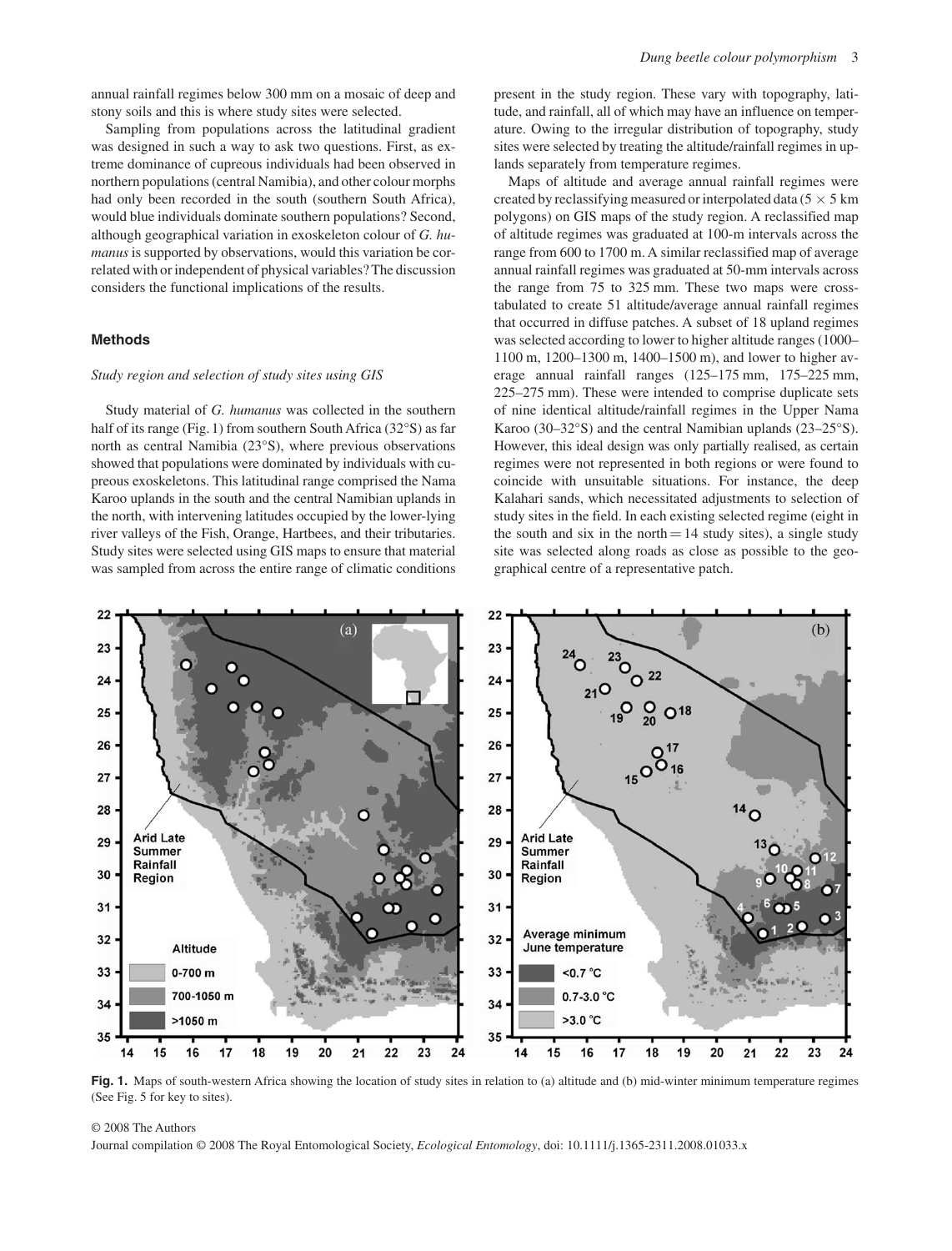annual rainfall regimes below 300 mm on a mosaic of deep and stony soils and this is where study sites were selected.

Sampling from populations across the latitudinal gradient was designed in such a way to ask two questions. First, as extreme dominance of cupreous individuals had been observed in northern populations (central Namibia), and other colour morphs had only been recorded in the south (southern South Africa), would blue individuals dominate southern populations? Second, although geographical variation in exoskeleton colour of *G. humanus* is supported by observations, would this variation be correlated with or independent of physical variables? The discussion considers the functional implications of the results.

## Methods

### *Study region and selection of study sites using GIS*

Study material of *G. humanus* was collected in the southern half of its range (Fig. 1) from southern South Africa (32°S) as far north as central Namibia (23°S), where previous observations showed that populations were dominated by individuals with cupreous exoskeletons. This latitudinal range comprised the Nama Karoo uplands in the south and the central Namibian uplands in the north, with intervening latitudes occupied by the lower-lying river valleys of the Fish, Orange, Hartbees, and their tributaries. Study sites were selected using GIS maps to ensure that material was sampled from across the entire range of climatic conditions present in the study region. These vary with topography, latitude, and rainfall, all of which may have an influence on temperature. Owing to the irregular distribution of topography, study sites were selected by treating the altitude/rainfall regimes in uplands separately from temperature regimes.

Maps of altitude and average annual rainfall regimes were created by reclassifying measured or interpolated data (5 × 5 km polygons) on GIS maps of the study region. A reclassified map of altitude regimes was graduated at 100-m intervals across the range from 600 to 1700 m. A similar reclassified map of average annual rainfall regimes was graduated at 50-mm intervals across the range from 75 to 325 mm. These two maps were cross-tabulated to create 51 altitude/average annual rainfall regimes that occurred in diffuse patches. A subset of 18 upland regimes was selected according to lower to higher altitude ranges (1000–1100 m, 1200–1300 m, 1400–1500 m), and lower to higher average annual rainfall ranges (125–175 mm, 175–225 mm, 225–275 mm). These were intended to comprise duplicate sets of nine identical altitude/rainfall regimes in the Upper Nama Karoo (30–32°S) and the central Namibian uplands (23–25°S). However, this ideal design was only partially realised, as certain regimes were not represented in both regions or were found to coincide with unsuitable situations. For instance, the deep Kalahari sands, which necessitated adjustments to selection of study sites in the field. In each existing selected regime (eight in the south and six in the north = 14 study sites), a single study site was selected along roads as close as possible to the geographical centre of a representative patch.

**Fig. 1.** Maps of south-western Africa showing the location of study sites in relation to (a) altitude and (b) mid-winter minimum temperature regimes (See Fig. 5 for key to sites).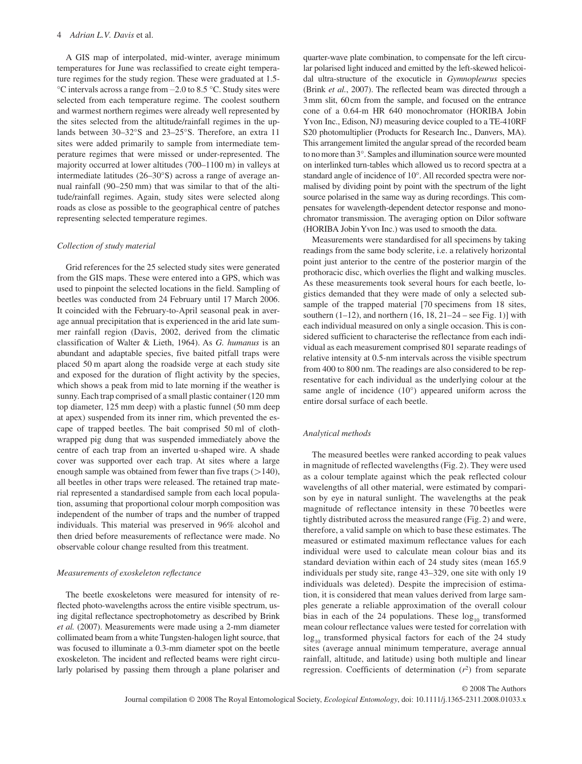A GIS map of interpolated, mid-winter, average minimum temperatures for June was reclassified to create eight temperature regimes for the study region. These were graduated at 1.5-°C intervals across a range from –2.0 to 8.5 °C. Study sites were selected from each temperature regime. The coolest southern and warmest northern regimes were already well represented by the sites selected from the altitude/rainfall regimes in the uplands between 30–32°S and 23–25°S. Therefore, an extra 11 sites were added primarily to sample from intermediate temperature regimes that were missed or under-represented. The majority occurred at lower altitudes (700–1100 m) in valleys at intermediate latitudes (26–30°S) across a range of average annual rainfall (90–250 mm) that was similar to that of the altitude/rainfall regimes. Again, study sites were selected along roads as close as possible to the geographical centre of patches representing selected temperature regimes.

### Collection of study material

Grid references for the 25 selected study sites were generated from the GIS maps. These were entered into a GPS, which was used to pinpoint the selected locations in the field. Sampling of beetles was conducted from 24 February until 17 March 2006. It coincided with the February-to-April seasonal peak in average annual precipitation that is experienced in the arid late summer rainfall region (Davis, 2002, derived from the climatic classification of Walter & Lieth, 1964). As *G. humanus* is an abundant and adaptable species, five baited pitfall traps were placed 50 m apart along the roadside verge at each study site and exposed for the duration of flight activity by the species, which shows a peak from mid to late morning if the weather is sunny. Each trap comprised of a small plastic container (120 mm top diameter, 125 mm deep) with a plastic funnel (50 mm deep at apex) suspended from its inner rim, which prevented the escape of trapped beetles. The bait comprised 50 ml of cloth-wrapped pig dung that was suspended immediately above the centre of each trap from an inverted u-shaped wire. A shade cover was supported over each trap. At sites where a large enough sample was obtained from fewer than five traps (>140), all beetles in other traps were released. The retained trap material represented a standardised sample from each local population, assuming that proportional colour morph composition was independent of the number of traps and the number of trapped individuals. This material was preserved in 96% alcohol and then dried before measurements of reflectance were made. No observable colour change resulted from this treatment.

### Measurements of exoskeleton reflectance

The beetle exoskeletons were measured for intensity of reflected photo-wavelengths across the entire visible spectrum, using digital reflectance spectrophotometry as described by Brink *et al.* (2007). Measurements were made using a 2-mm diameter collimated beam from a white Tungsten-halogen light source, that was focused to illuminate a 0.3-mm diameter spot on the beetle exoskeleton. The incident and reflected beams were right circularly polarised by passing them through a plane polariser and quarter-wave plate combination, to compensate for the left circular polarised light induced and emitted by the left-skewed helicoidal ultra-structure of the exocuticle in *Gymnopleurus* species (Brink *et al.*, 2007). The reflected beam was directed through a 3 mm slit, 60 cm from the sample, and focused on the entrance cone of a 0.64-m HR 640 monochromator (HORIBA Jobin Yvon Inc., Edison, NJ) measuring device coupled to a TE-410RF S20 photomultiplier (Products for Research Inc., Danvers, MA). This arrangement limited the angular spread of the recorded beam to no more than 3°. Samples and illumination source were mounted on interlinked turn-tables which allowed us to record spectra at a standard angle of incidence of 10°. All recorded spectra were normalised by dividing point by point with the spectrum of the light source polarised in the same way as during recordings. This compensates for wavelength-dependent detector response and monochromator transmission. The averaging option on Dilor software (HORIBA Jobin Yvon Inc.) was used to smooth the data.

Measurements were standardised for all specimens by taking readings from the same body sclerite, i.e. a relatively horizontal point just anterior to the centre of the posterior margin of the prothoracic disc, which overlies the flight and walking muscles. As these measurements took several hours for each beetle, logistics demanded that they were made of only a selected subsample of the trapped material [70 specimens from 18 sites, southern (1–12), and northern (16, 18, 21–24 – see Fig. 1)] with each individual measured on only a single occasion. This is considered sufficient to characterise the reflectance from each individual as each measurement comprised 801 separate readings of relative intensity at 0.5-nm intervals across the visible spectrum from 400 to 800 nm. The readings are also considered to be representative for each individual as the underlying colour at the same angle of incidence (10°) appeared uniform across the entire dorsal surface of each beetle.

### Analytical methods

The measured beetles were ranked according to peak values in magnitude of reflected wavelengths (Fig. 2). They were used as a colour template against which the peak reflected colour wavelengths of all other material, were estimated by comparison by eye in natural sunlight. The wavelengths at the peak magnitude of reflectance intensity in these 70 beetles were tightly distributed across the measured range (Fig. 2) and were, therefore, a valid sample on which to base these estimates. The measured or estimated maximum reflectance values for each individual were used to calculate mean colour bias and its standard deviation within each of 24 study sites (mean 165.9 individuals per study site, range 43–329, one site with only 19 individuals was deleted). Despite the imprecision of estimation, it is considered that mean values derived from large samples generate a reliable approximation of the overall colour bias in each of the 24 populations. These $\log_{10}$ transformed mean colour reflectance values were tested for correlation with $\log_{10}$ transformed physical factors for each of the 24 study sites (average annual minimum temperature, average annual rainfall, altitude, and latitude) using both multiple and linear regression. Coefficients of determination ($r^2$) from separate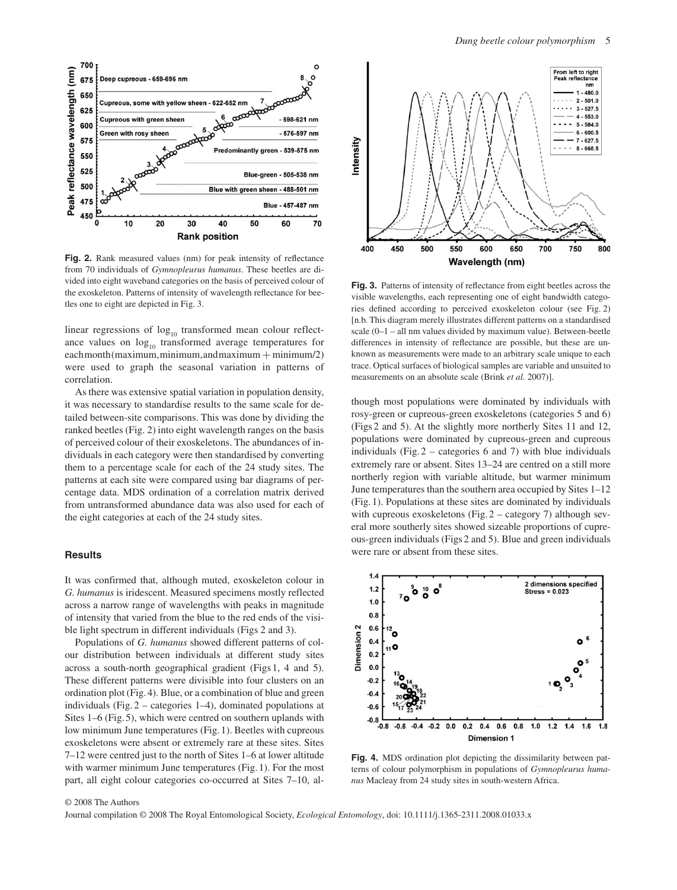**Fig. 2.** Rank measured values (nm) for peak intensity of reflectance from 70 individuals of *Gymnopleurus humanus*. These beetles are divided into eight waveband categories on the basis of perceived colour of the exoskeleton. Patterns of intensity of wavelength reflectance for beetles one to eight are depicted in Fig. 3.

linear regressions of $\log_{10}$ transformed mean colour reflectance values on $\log_{10}$ transformed average temperatures for each month (maximum, minimum, and maximum + minimum/2) were used to graph the seasonal variation in patterns of correlation.

As there was extensive spatial variation in population density, it was necessary to standardise results to the same scale for detailed between-site comparisons. This was done by dividing the ranked beetles (Fig. 2) into eight wavelength ranges on the basis of perceived colour of their exoskeletons. The abundances of individuals in each category were then standardised by converting them to a percentage scale for each of the 24 study sites. The patterns at each site were compared using bar diagrams of percentage data. MDS ordination of a correlation matrix derived from untransformed abundance data was also used for each of the eight categories at each of the 24 study sites.

## Results

It was confirmed that, although muted, exoskeleton colour in *G. humanus* is iridescent. Measured specimens mostly reflected across a narrow range of wavelengths with peaks in magnitude of intensity that varied from the blue to the red ends of the visible light spectrum in different individuals (Figs 2 and 3).

Populations of *G. humanus* showed different patterns of colour distribution between individuals at different study sites across a south-north geographical gradient (Figs 1, 4 and 5). These different patterns were divisible into four clusters on an ordination plot (Fig. 4). Blue, or a combination of blue and green individuals (Fig. 2 – categories 1–4), dominated populations at Sites 1–6 (Fig. 5), which were centred on southern uplands with low minimum June temperatures (Fig. 1). Beetles with cupreous exoskeletons were absent or extremely rare at these sites. Sites 7–12 were centred just to the north of Sites 1–6 at lower altitude with warmer minimum June temperatures (Fig. 1). For the most part, all eight colour categories co-occurred at Sites 7–10, although most populations were dominated by individuals with rosy-green or cupreous-green exoskeletons (categories 5 and 6) (Figs 2 and 5). At the slightly more northerly Sites 11 and 12, populations were dominated by cupreous-green and cupreous individuals (Fig. 2 – categories 6 and 7) with blue individuals extremely rare or absent. Sites 13–24 are centred on a still more northerly region with variable altitude, but warmer minimum June temperatures than the southern area occupied by Sites 1–12 (Fig. 1). Populations at these sites are dominated by individuals with cupreous exoskeletons (Fig. 2 – category 7) although several more southerly sites showed sizeable proportions of cupreous-green individuals (Figs 2 and 5). Blue and green individuals were rare or absent from these sites.

**Fig. 3.** Patterns of intensity of reflectance from eight beetles across the visible wavelengths, each representing one of eight bandwidth categories defined according to perceived exoskeleton colour (see Fig. 2) [n.b. This diagram merely illustrates different patterns on a standardised scale (0–1 – all nm values divided by maximum value). Between-beetle differences in intensity of reflectance are possible, but these are unknown as measurements were made to an arbitrary scale unique to each trace. Optical surfaces of biological samples are variable and unsuited to measurements on an absolute scale (Brink *et al.* 2007)].

**Fig. 4.** MDS ordination plot depicting the dissimilarity between patterns of colour polymorphism in populations of *Gymnopleurus humanus* Macleay from 24 study sites in south-western Africa.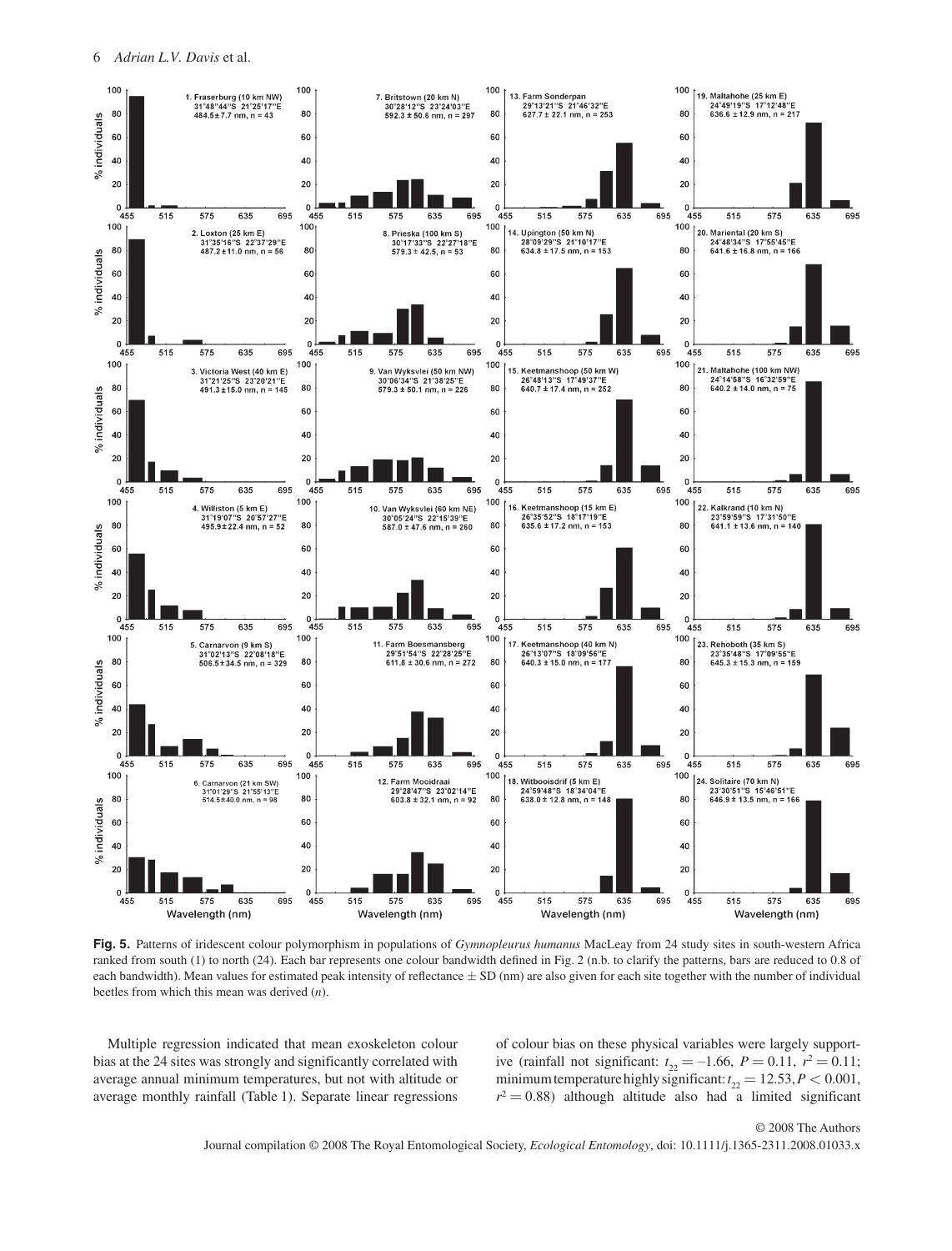**Fig. 5.** Patterns of iridescent colour polymorphism in populations of *Gymnopleurus humanus* MacLeay from 24 study sites in south-western Africa ranked from south (1) to north (24). Each bar represents one colour bandwidth defined in Fig. 2 (n.b. to clarify the patterns, bars are reduced to 0.8 of each bandwidth). Mean values for estimated peak intensity of reflectance ± SD (nm) are also given for each site together with the number of individual beetles from which this mean was derived ($n$).

Multiple regression indicated that mean exoskeleton colour bias at the 24 sites was strongly and significantly correlated with average annual minimum temperatures, but not with altitude or average monthly rainfall (Table 1). Separate linear regressions of colour bias on these physical variables were largely supportive (rainfall not significant: $t_{22} = -1.66$, $P = 0.11$, $r^2 = 0.11$; minimum temperature highly significant: $t_{22} = 12.53$, $P < 0.001$, $r^2 = 0.88$) although altitude also had a limited significant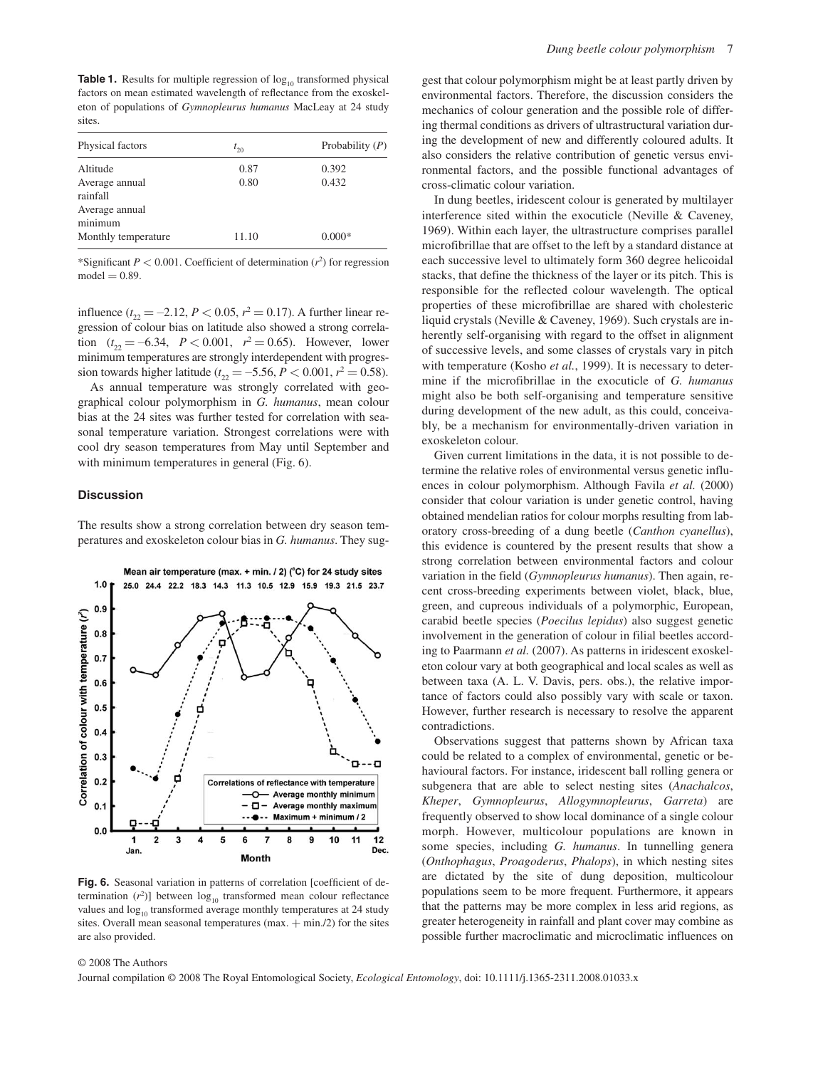**Table 1.** Results for multiple regression of $\log_{10}$ transformed physical factors on mean estimated wavelength of reflectance from the exoskeleton of populations of *Gymnopleurus humanus* MacLeay at 24 study sites.

| Physical factors | $t_{20}$ | Probability ($P$) |
|---|---|---|
| Altitude | 0.87 | 0.392 |
| Average annual rainfall | 0.80 | 0.432 |
| Average annual minimum | | |
| Monthly temperature | 11.10 | 0.000* |

*Significant $P < 0.001$. Coefficient of determination ($r^2$) for regression model = 0.89.

influence ($t_{22} = -2.12$, $P < 0.05$, $r^2 = 0.17$). A further linear regression of colour bias on latitude also showed a strong correlation ($t_{22} = -6.34$, $P < 0.001$, $r^2 = 0.65$). However, lower minimum temperatures are strongly interdependent with progression towards higher latitude ($t_{22} = -5.56$, $P < 0.001$, $r^2 = 0.58$).

As annual temperature was strongly correlated with geographical colour polymorphism in *G. humanus*, mean colour bias at the 24 sites was further tested for correlation with seasonal temperature variation. Strongest correlations were with cool dry season temperatures from May until September and with minimum temperatures in general (Fig. 6).

## Discussion

The results show a strong correlation between dry season temperatures and exoskeleton colour bias in *G. humanus*. They suggest that colour polymorphism might be at least partly driven by environmental factors. Therefore, the discussion considers the mechanics of colour generation and the possible role of differing thermal conditions as drivers of ultrastructural variation during the development of new and differently coloured adults. It also considers the relative contribution of genetic versus environmental factors, and the possible functional advantages of cross-climatic colour variation.

**Fig. 6.** Seasonal variation in patterns of correlation [coefficient of determination ($r^2$)] between $\log_{10}$ transformed mean colour reflectance values and $\log_{10}$ transformed average monthly temperatures at 24 study sites. Overall mean seasonal temperatures (max. + min./2) for the sites are also provided.

In dung beetles, iridescent colour is generated by multilayer interference sited within the exocuticle (Neville & Caveney, 1969). Within each layer, the ultrastructure comprises parallel microfibrillae that are offset to the left by a standard distance at each successive level to ultimately form 360 degree helicoidal stacks, that define the thickness of the layer or its pitch. This is responsible for the reflected colour wavelength. The optical properties of these microfibrillae are shared with cholesteric liquid crystals (Neville & Caveney, 1969). Such crystals are inherently self-organising with regard to the offset in alignment of successive levels, and some classes of crystals vary in pitch with temperature (Kosho *et al.*, 1999). It is necessary to determine if the microfibrillae in the exocuticle of *G. humanus* might also be both self-organising and temperature sensitive during development of the new adult, as this could, conceivably, be a mechanism for environmentally-driven variation in exoskeleton colour.

Given current limitations in the data, it is not possible to determine the relative roles of environmental versus genetic influences in colour polymorphism. Although Favila *et al.* (2000) consider that colour variation is under genetic control, having obtained mendelian ratios for colour morphs resulting from laboratory cross-breeding of a dung beetle (*Canthon cyanellus*), this evidence is countered by the present results that show a strong correlation between environmental factors and colour variation in the field (*Gymnopleurus humanus*). Then again, recent cross-breeding experiments between violet, black, blue, green, and cupreous individuals of a polymorphic, European, carabid beetle species (*Poecilus lepidus*) also suggest genetic involvement in the generation of colour in filial beetles according to Paarmann *et al.* (2007). As patterns in iridescent exoskeleton colour vary at both geographical and local scales as well as between taxa (A. L. V. Davis, pers. obs.), the relative importance of factors could also possibly vary with scale or taxon. However, further research is necessary to resolve the apparent contradictions.

Observations suggest that patterns shown by African taxa could be related to a complex of environmental, genetic or behavioural factors. For instance, iridescent ball rolling genera or subgenera that are able to select nesting sites (*Anachalcos*, *Kheper*, *Gymnopleurus*, *Allogymnopleurus*, *Garreta*) are frequently observed to show local dominance of a single colour morph. However, multicolour populations are known in some species, including *G. humanus*. In tunnelling genera (*Onthophagus*, *Proagoderus*, *Phalops*), in which nesting sites are dictated by the site of dung deposition, multicolour populations seem to be more frequent. Furthermore, it appears that the patterns may be more complex in less arid regions, as greater heterogeneity in rainfall and plant cover may combine as possible further macroclimatic and microclimatic influences on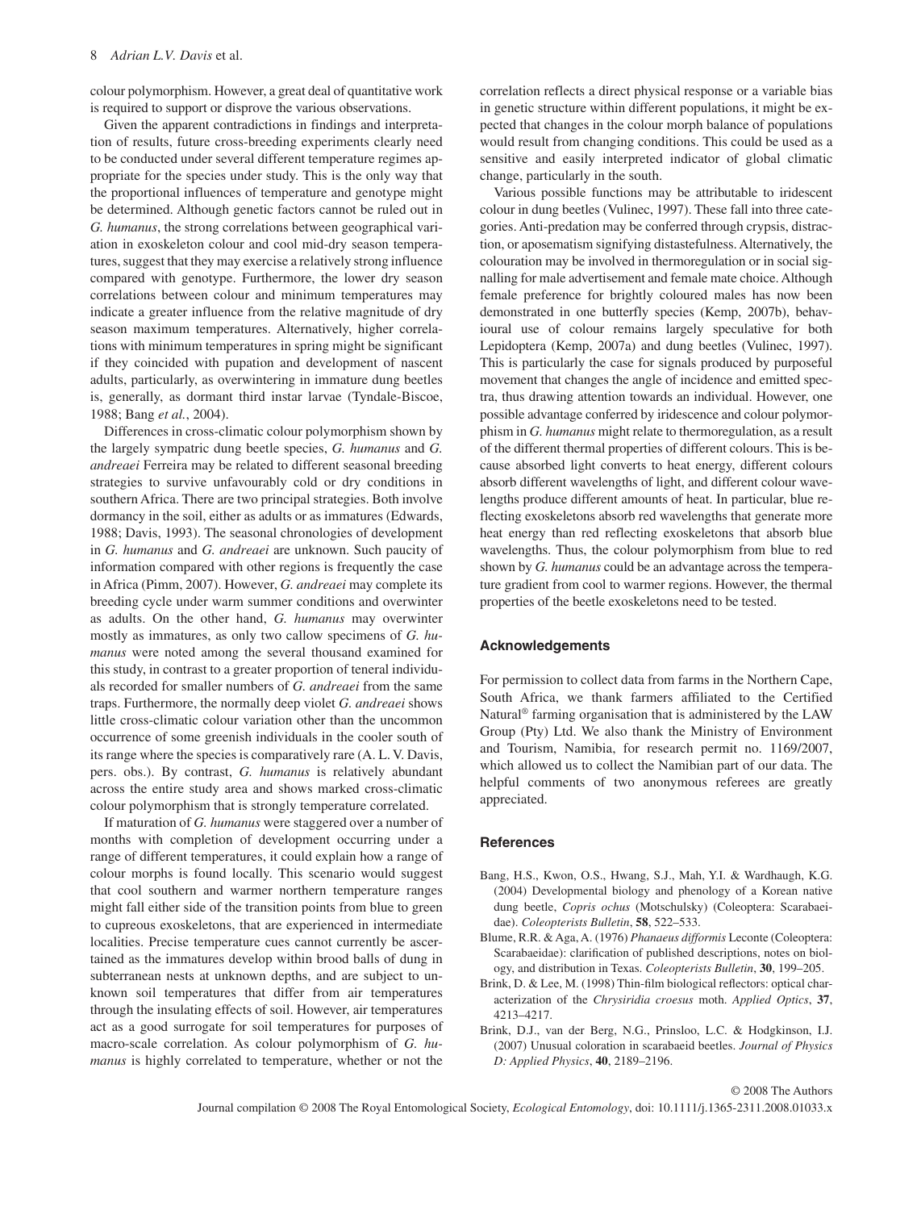colour polymorphism. However, a great deal of quantitative work is required to support or disprove the various observations.

Given the apparent contradictions in findings and interpretation of results, future cross-breeding experiments clearly need to be conducted under several different temperature regimes appropriate for the species under study. This is the only way that the proportional influences of temperature and genotype might be determined. Although genetic factors cannot be ruled out in *G. humanus*, the strong correlations between geographical variation in exoskeleton colour and cool mid-dry season temperatures, suggest that they may exercise a relatively strong influence compared with genotype. Furthermore, the lower dry season correlations between colour and minimum temperatures may indicate a greater influence from the relative magnitude of dry season maximum temperatures. Alternatively, higher correlations with minimum temperatures in spring might be significant if they coincided with pupation and development of nascent adults, particularly, as overwintering in immature dung beetles is, generally, as dormant third instar larvae (Tyndale-Biscoe, 1988; Bang *et al.*, 2004).

Differences in cross-climatic colour polymorphism shown by the largely sympatric dung beetle species, *G. humanus* and *G. andreaei* Ferreira may be related to different seasonal breeding strategies to survive unfavourably cold or dry conditions in southern Africa. There are two principal strategies. Both involve dormancy in the soil, either as adults or as immatures (Edwards, 1988; Davis, 1993). The seasonal chronologies of development in *G. humanus* and *G. andreaei* are unknown. Such paucity of information compared with other regions is frequently the case in Africa (Pimm, 2007). However, *G. andreaei* may complete its breeding cycle under warm summer conditions and overwinter as adults. On the other hand, *G. humanus* may overwinter mostly as immatures, as only two callow specimens of *G. humanus* were noted among the several thousand examined for this study, in contrast to a greater proportion of teneral individuals recorded for smaller numbers of *G. andreaei* from the same traps. Furthermore, the normally deep violet *G. andreaei* shows little cross-climatic colour variation other than the uncommon occurrence of some greenish individuals in the cooler south of its range where the species is comparatively rare (A. L. V. Davis, pers. obs.). By contrast, *G. humanus* is relatively abundant across the entire study area and shows marked cross-climatic colour polymorphism that is strongly temperature correlated.

If maturation of *G. humanus* were staggered over a number of months with completion of development occurring under a range of different temperatures, it could explain how a range of colour morphs is found locally. This scenario would suggest that cool southern and warmer northern temperature ranges might fall either side of the transition points from blue to green to cupreous exoskeletons, that are experienced in intermediate localities. Precise temperature cues cannot currently be ascertained as the immatures develop within brood balls of dung in subterranean nests at unknown depths, and are subject to unknown soil temperatures that differ from air temperatures through the insulating effects of soil. However, air temperatures act as a good surrogate for soil temperatures for purposes of macro-scale correlation. As colour polymorphism of *G. humanus* is highly correlated to temperature, whether or not the correlation reflects a direct physical response or a variable bias in genetic structure within different populations, it might be expected that changes in the colour morph balance of populations would result from changing conditions. This could be used as a sensitive and easily interpreted indicator of global climatic change, particularly in the south.

Various possible functions may be attributable to iridescent colour in dung beetles (Vulinec, 1997). These fall into three categories. Anti-predation may be conferred through crypsis, distraction, or aposematism signifying distastefulness. Alternatively, the colouration may be involved in thermoregulation or in social signalling for male advertisement and female mate choice. Although female preference for brightly coloured males has now been demonstrated in one butterfly species (Kemp, 2007b), behavioural use of colour remains largely speculative for both Lepidoptera (Kemp, 2007a) and dung beetles (Vulinec, 1997). This is particularly the case for signals produced by purposeful movement that changes the angle of incidence and emitted spectra, thus drawing attention towards an individual. However, one possible advantage conferred by iridescence and colour polymorphism in *G. humanus* might relate to thermoregulation, as a result of the different thermal properties of different colours. This is because absorbed light converts to heat energy, different colours absorb different wavelengths of light, and different colour wavelengths produce different amounts of heat. In particular, blue reflecting exoskeletons absorb red wavelengths that generate more heat energy than red reflecting exoskeletons that absorb blue wavelengths. Thus, the colour polymorphism from blue to red shown by *G. humanus* could be an advantage across the temperature gradient from cool to warmer regions. However, the thermal properties of the beetle exoskeletons need to be tested.

## Acknowledgements

For permission to collect data from farms in the Northern Cape, South Africa, we thank farmers affiliated to the Certified Natural® farming organisation that is administered by the LAW Group (Pty) Ltd. We also thank the Ministry of Environment and Tourism, Namibia, for research permit no. 1169/2007, which allowed us to collect the Namibian part of our data. The helpful comments of two anonymous referees are greatly appreciated.

## References

- Bang, H.S., Kwon, O.S., Hwang, S.J., Mah, Y.I. & Wardhaugh, K.G. (2004) Developmental biology and phenology of a Korean native dung beetle, *Copris ochus* (Motschulsky) (Coleoptera: Scarabaeidae). *Coleopterists Bulletin*, **58**, 522–533.
- Blume, R.R. & Aga, A. (1976) *Phanaeus difformis* Leconte (Coleoptera: Scarabaeidae): clarification of published descriptions, notes on biology, and distribution in Texas. *Coleopterists Bulletin*, **30**, 199–205.
- Brink, D. & Lee, M. (1998) Thin-film biological reflectors: optical characterization of the *Chrysiridia croesus* moth. *Applied Optics*, **37**, 4213–4217.
- Brink, D.J., van der Berg, N.G., Prinsloo, L.C. & Hodgkinson, I.J. (2007) Unusual coloration in scarabaeid beetles. *Journal of Physics D: Applied Physics*, **40**, 2189–2196.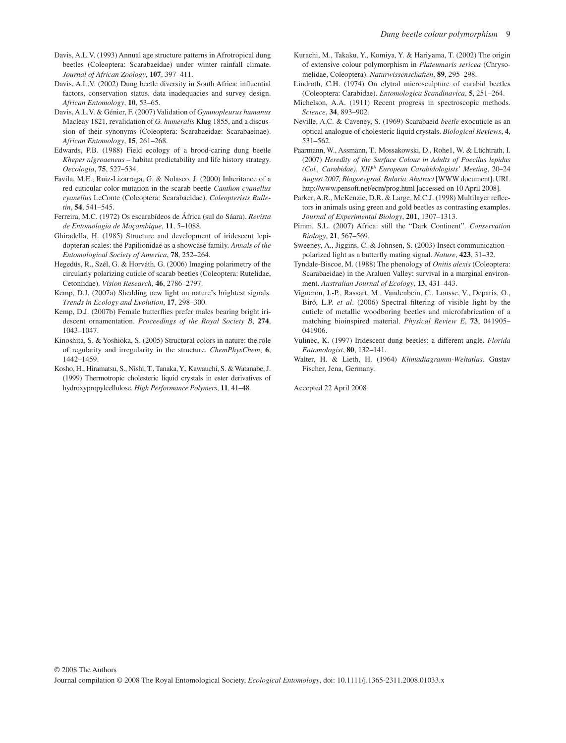Davis, A.L.V. (1993) Annual age structure patterns in Afrotropical dung beetles (Coleoptera: Scarabaeidae) under winter rainfall climate. *Journal of African Zoology*, **107**, 397–411.

Davis, A.L.V. (2002) Dung beetle diversity in South Africa: influential factors, conservation status, data inadequacies and survey design. *African Entomology*, **10**, 53–65.

Davis, A.L.V. & Génier, F. (2007) Validation of *Gymnopleurus humanus* Macleay 1821, revalidation of *G. humeralis* Klug 1855, and a discussion of their synonyms (Coleoptera: Scarabaeidae: Scarabaeinae). *African Entomology*, **15**, 261–268.

Edwards, P.B. (1988) Field ecology of a brood-caring dung beetle *Kheper nigroaeneus* – habitat predictability and life history strategy. *Oecologia*, **75**, 527–534.

Favila, M.E., Ruiz-Lizarraga, G. & Nolasco, J. (2000) Inheritance of a red cuticular color mutation in the scarab beetle *Canthon cyanellus cyanellus* LeConte (Coleoptera: Scarabaeidae). *Coleopterists Bulletin*, **54**, 541–545.

Ferreira, M.C. (1972) Os escarabídeos de África (sul do Sáara). *Revista de Entomologia de Moçambique*, **11**, 5–1088.

Ghiradella, H. (1985) Structure and development of iridescent lepidopteran scales: the Papilionidae as a showcase family. *Annals of the Entomological Society of America*, **78**, 252–264.

Hegedüs, R., Szél, G. & Horváth, G. (2006) Imaging polarimetry of the circularly polarizing cuticle of scarab beetles (Coleoptera: Rutelidae, Cetoniidae). *Vision Research*, **46**, 2786–2797.

Kemp, D.J. (2007a) Shedding new light on nature's brightest signals. *Trends in Ecology and Evolution*, **17**, 298–300.

Kemp, D.J. (2007b) Female butterflies prefer males bearing bright iridescent ornamentation. *Proceedings of the Royal Society B*, **274**, 1043–1047.

Kinoshita, S. & Yoshioka, S. (2005) Structural colors in nature: the role of regularity and irregularity in the structure. *ChemPhysChem*, **6**, 1442–1459.

Kosho, H., Hiramatsu, S., Nishi, T., Tanaka, Y., Kawauchi, S. & Watanabe, J. (1999) Thermotropic cholesteric liquid crystals in ester derivatives of hydroxypropylcellulose. *High Performance Polymers*, **11**, 41–48.

Kurachi, M., Takaku, Y., Komiya, Y. & Hariyama, T. (2002) The origin of extensive colour polymorphism in *Plateumaris sericea* (Chrysomelidae, Coleoptera). *Naturwissenschaften*, **89**, 295–298.

Lindroth, C.H. (1974) On elytral microsculpture of carabid beetles (Coleoptera: Carabidae). *Entomologica Scandinavica*, **5**, 251–264.

Michelson, A.A. (1911) Recent progress in spectroscopic methods. *Science*, **34**, 893–902.

Neville, A.C. & Caveney, S. (1969) Scarabaeid *beetle* exocuticle as an optical analogue of cholesteric liquid crystals. *Biological Reviews*, **4**, 531–562.

Paarmann, W., Assmann, T., Mossakowski, D., Rohe1, W. & Lüchtrath, I. (2007) *Heredity of the Surface Colour in Adults of Poecilus lepidus (Col., Carabidae). XIII$^{th}$ European Carabidologists' Meeting*, 20–24 *August 2007, Blagoevgrad, Bularia. Abstract* [WWW document]. URL http://www.pensoft.net/ecm/prog.html [accessed on 10 April 2008].

Parker, A.R., McKenzie, D.R. & Large, M.C.J. (1998) Multilayer reflectors in animals using green and gold beetles as contrasting examples. *Journal of Experimental Biology*, **201**, 1307–1313.

Pimm, S.L. (2007) Africa: still the "Dark Continent". *Conservation Biology*, **21**, 567–569.

Sweeney, A., Jiggins, C. & Johnsen, S. (2003) Insect communication – polarized light as a butterfly mating signal. *Nature*, **423**, 31–32.

Tyndale-Biscoe, M. (1988) The phenology of *Onitis alexis* (Coleoptera: Scarabaeidae) in the Araluen Valley: survival in a marginal environment. *Australian Journal of Ecology*, **13**, 431–443.

Vigneron, J.-P., Rassart, M., Vandenbem, C., Lousse, V., Deparis, O., Biró, L.P. *et al*. (2006) Spectral filtering of visible light by the cuticle of metallic woodboring beetles and microfabrication of a matching bioinspired material. *Physical Review E*, **73**, 041905–041906.

Vulinec, K. (1997) Iridescent dung beetles: a different angle. *Florida Entomologist*, **80**, 132–141.

Walter, H. & Lieth, H. (1964) *Klimadiagramm-Weltatlas*. Gustav Fischer, Jena, Germany.

Accepted 22 April 2008